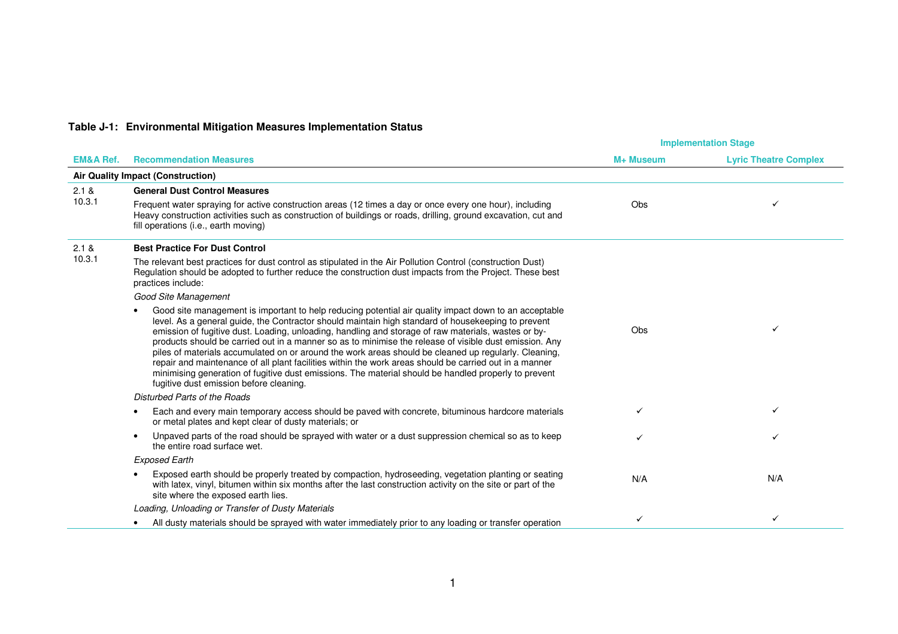**Table J-1: Environmental Mitigation Measures Implementation Status**

| EM&A Ref. | Recommendation Measures | Implementation Stage | |
|---|---|---|---|
| | | **M+ Museum** | **Lyric Theatre Complex** |
| **Air Quality Impact (Construction)** | | | |
| 2.1 & 10.3.1 | **General Dust Control Measures** | | |
| | Frequent water spraying for active construction areas (12 times a day or once every one hour), including Heavy construction activities such as construction of buildings or roads, drilling, ground excavation, cut and fill operations (i.e., earth moving) | Obs | ✓ |
| 2.1 & 10.3.1 | **Best Practice For Dust Control** | | |
| | The relevant best practices for dust control as stipulated in the Air Pollution Control (construction Dust) Regulation should be adopted to further reduce the construction dust impacts from the Project. These best practices include: | | |
| | *Good Site Management* | | |
| | • Good site management is important to help reducing potential air quality impact down to an acceptable level. As a general guide, the Contractor should maintain high standard of housekeeping to prevent emission of fugitive dust. Loading, unloading, handling and storage of raw materials, wastes or by-products should be carried out in a manner so as to minimise the release of visible dust emission. Any piles of materials accumulated on or around the work areas should be cleaned up regularly. Cleaning, repair and maintenance of all plant facilities within the work areas should be carried out in a manner minimising generation of fugitive dust emissions. The material should be handled properly to prevent fugitive dust emission before cleaning. | Obs | ✓ |
| | *Disturbed Parts of the Roads* | | |
| | • Each and every main temporary access should be paved with concrete, bituminous hardcore materials or metal plates and kept clear of dusty materials; or | ✓ | ✓ |
| | • Unpaved parts of the road should be sprayed with water or a dust suppression chemical so as to keep the entire road surface wet. | ✓ | ✓ |
| | *Exposed Earth* | | |
| | • Exposed earth should be properly treated by compaction, hydroseeding, vegetation planting or seating with latex, vinyl, bitumen within six months after the last construction activity on the site or part of the site where the exposed earth lies. | N/A | N/A |
| | *Loading, Unloading or Transfer of Dusty Materials* | | |
| | • All dusty materials should be sprayed with water immediately prior to any loading or transfer operation | ✓ | ✓ |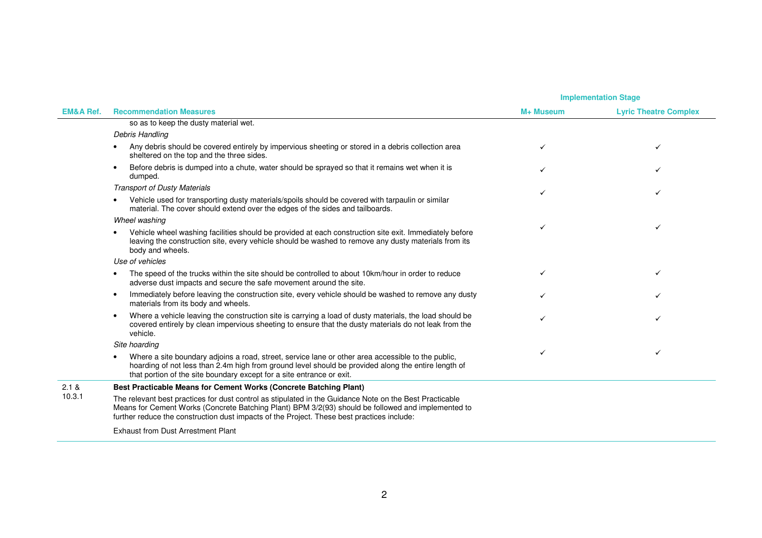| EM&A Ref. | Recommendation Measures | Implementation Stage | |
|---|---|---|---|
| | | M+ Museum | Lyric Theatre Complex |
| | so as to keep the dusty material wet. | | |
| | *Debris Handling* | | |
| | • Any debris should be covered entirely by impervious sheeting or stored in a debris collection area sheltered on the top and the three sides. | ✓ | ✓ |
| | • Before debris is dumped into a chute, water should be sprayed so that it remains wet when it is dumped. | ✓ | ✓ |
| | *Transport of Dusty Materials*<br>• Vehicle used for transporting dusty materials/spoils should be covered with tarpaulin or similar material. The cover should extend over the edges of the sides and tailboards. | ✓ | ✓ |
| | *Wheel washing*<br>• Vehicle wheel washing facilities should be provided at each construction site exit. Immediately before leaving the construction site, every vehicle should be washed to remove any dusty materials from its body and wheels. | ✓ | ✓ |
| | *Use of vehicles* | | |
| | • The speed of the trucks within the site should be controlled to about 10km/hour in order to reduce adverse dust impacts and secure the safe movement around the site. | ✓ | ✓ |
| | • Immediately before leaving the construction site, every vehicle should be washed to remove any dusty materials from its body and wheels. | ✓ | ✓ |
| | • Where a vehicle leaving the construction site is carrying a load of dusty materials, the load should be covered entirely by clean impervious sheeting to ensure that the dusty materials do not leak from the vehicle. | ✓ | ✓ |
| | *Site hoarding*<br>• Where a site boundary adjoins a road, street, service lane or other area accessible to the public, hoarding of not less than 2.4m high from ground level should be provided along the entire length of that portion of the site boundary except for a site entrance or exit. | ✓ | ✓ |
| 2.1 & 10.3.1 | **Best Practicable Means for Cement Works (Concrete Batching Plant)**<br>The relevant best practices for dust control as stipulated in the Guidance Note on the Best Practicable Means for Cement Works (Concrete Batching Plant) BPM 3/2(93) should be followed and implemented to further reduce the construction dust impacts of the Project. These best practices include:<br>Exhaust from Dust Arrestment Plant | | |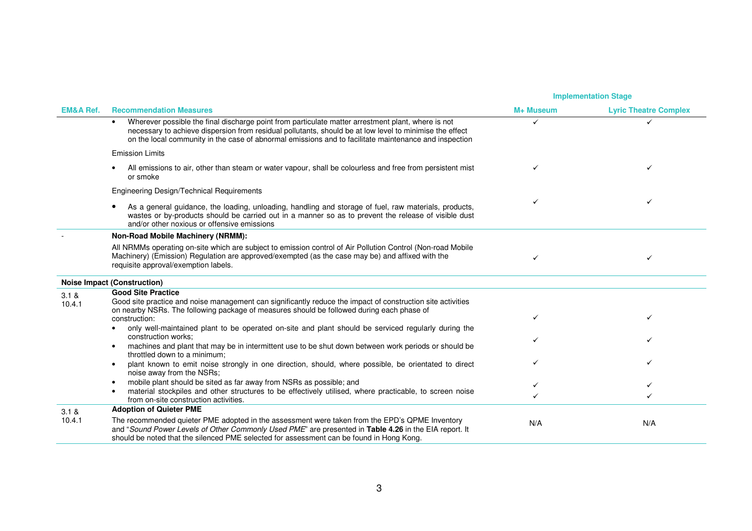| EM&A Ref. | Recommendation Measures | Implementation Stage | |
|---|---|---|---|
| | | M+ Museum | Lyric Theatre Complex |
| | • Wherever possible the final discharge point from particulate matter arrestment plant, where is not necessary to achieve dispersion from residual pollutants, should be at low level to minimise the effect on the local community in the case of abnormal emissions and to facilitate maintenance and inspection | ✓ | ✓ |
| | Emission Limits | | |
| | • All emissions to air, other than steam or water vapour, shall be colourless and free from persistent mist or smoke | ✓ | ✓ |
| | Engineering Design/Technical Requirements | | |
| | • As a general guidance, the loading, unloading, handling and storage of fuel, raw materials, products, wastes or by-products should be carried out in a manner so as to prevent the release of visible dust and/or other noxious or offensive emissions | ✓ | ✓ |
| - | **Non-Road Mobile Machinery (NRMM):** All NRMMs operating on-site which are subject to emission control of Air Pollution Control (Non-road Mobile Machinery) (Emission) Regulation are approved/exempted (as the case may be) and affixed with the requisite approval/exemption labels. | ✓ | ✓ |
| **Noise Impact (Construction)** | | | |
| 3.1 & 10.4.1 | **Good Site Practice** Good site practice and noise management can significantly reduce the impact of construction site activities on nearby NSRs. The following package of measures should be followed during each phase of construction: | ✓ | ✓ |
| | • only well-maintained plant to be operated on-site and plant should be serviced regularly during the construction works; | ✓ | ✓ |
| | • machines and plant that may be in intermittent use to be shut down between work periods or should be throttled down to a minimum; | ✓ | ✓ |
| | • plant known to emit noise strongly in one direction, should, where possible, be orientated to direct noise away from the NSRs; | ✓ | ✓ |
| | • mobile plant should be sited as far away from NSRs as possible; and | ✓ | ✓ |
| | • material stockpiles and other structures to be effectively utilised, where practicable, to screen noise from on-site construction activities. | ✓ | ✓ |
| 3.1 & 10.4.1 | **Adoption of Quieter PME** The recommended quieter PME adopted in the assessment were taken from the EPD's QPME Inventory and "*Sound Power Levels of Other Commonly Used PME*" are presented in **Table 4.26** in the EIA report. It should be noted that the silenced PME selected for assessment can be found in Hong Kong. | N/A | N/A |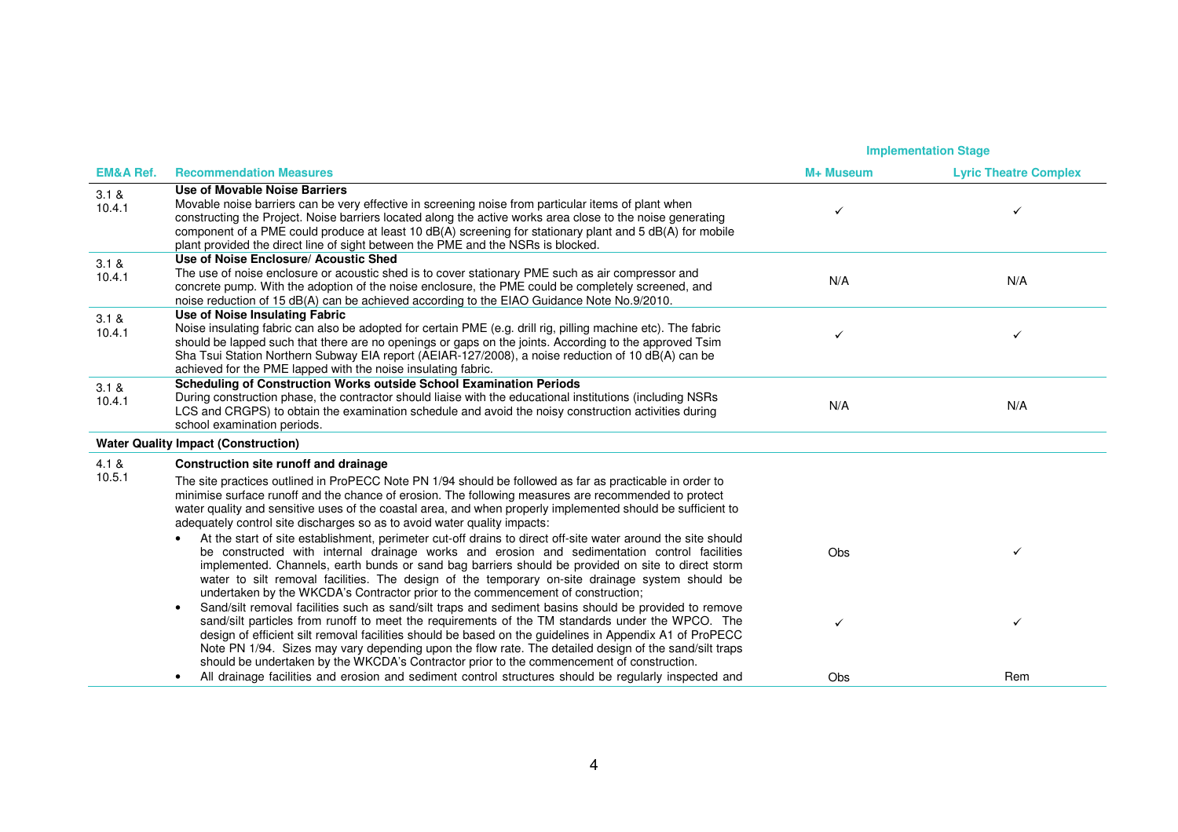| EM&A Ref. | Recommendation Measures | Implementation Stage M+ Museum | Implementation Stage Lyric Theatre Complex |
|---|---|---|---|
| 3.1 & 10.4.1 | **Use of Movable Noise Barriers** Movable noise barriers can be very effective in screening noise from particular items of plant when constructing the Project. Noise barriers located along the active works area close to the noise generating component of a PME could produce at least 10 dB(A) screening for stationary plant and 5 dB(A) for mobile plant provided the direct line of sight between the PME and the NSRs is blocked. | ✓ | ✓ |
| 3.1 & 10.4.1 | **Use of Noise Enclosure/ Acoustic Shed** The use of noise enclosure or acoustic shed is to cover stationary PME such as air compressor and concrete pump. With the adoption of the noise enclosure, the PME could be completely screened, and noise reduction of 15 dB(A) can be achieved according to the EIAO Guidance Note No.9/2010. | N/A | N/A |
| 3.1 & 10.4.1 | **Use of Noise Insulating Fabric** Noise insulating fabric can also be adopted for certain PME (e.g. drill rig, pilling machine etc). The fabric should be lapped such that there are no openings or gaps on the joints. According to the approved Tsim Sha Tsui Station Northern Subway EIA report (AEIAR-127/2008), a noise reduction of 10 dB(A) can be achieved for the PME lapped with the noise insulating fabric. | ✓ | ✓ |
| 3.1 & 10.4.1 | **Scheduling of Construction Works outside School Examination Periods** During construction phase, the contractor should liaise with the educational institutions (including NSRs LCS and CRGPS) to obtain the examination schedule and avoid the noisy construction activities during school examination periods. | N/A | N/A |
| **Water Quality Impact (Construction)** | | | |
| 4.1 & 10.5.1 | **Construction site runoff and drainage** The site practices outlined in ProPECC Note PN 1/94 should be followed as far as practicable in order to minimise surface runoff and the chance of erosion. The following measures are recommended to protect water quality and sensitive uses of the coastal area, and when properly implemented should be sufficient to adequately control site discharges so as to avoid water quality impacts: | | |
| | • At the start of site establishment, perimeter cut-off drains to direct off-site water around the site should be constructed with internal drainage works and erosion and sedimentation control facilities implemented. Channels, earth bunds or sand bag barriers should be provided on site to direct storm water to silt removal facilities. The design of the temporary on-site drainage system should be undertaken by the WKCDA's Contractor prior to the commencement of construction; | Obs | ✓ |
| | • Sand/silt removal facilities such as sand/silt traps and sediment basins should be provided to remove sand/silt particles from runoff to meet the requirements of the TM standards under the WPCO. The design of efficient silt removal facilities should be based on the guidelines in Appendix A1 of ProPECC Note PN 1/94. Sizes may vary depending upon the flow rate. The detailed design of the sand/silt traps should be undertaken by the WKCDA's Contractor prior to the commencement of construction. | ✓ | ✓ |
| | • All drainage facilities and erosion and sediment control structures should be regularly inspected and | Obs | Rem |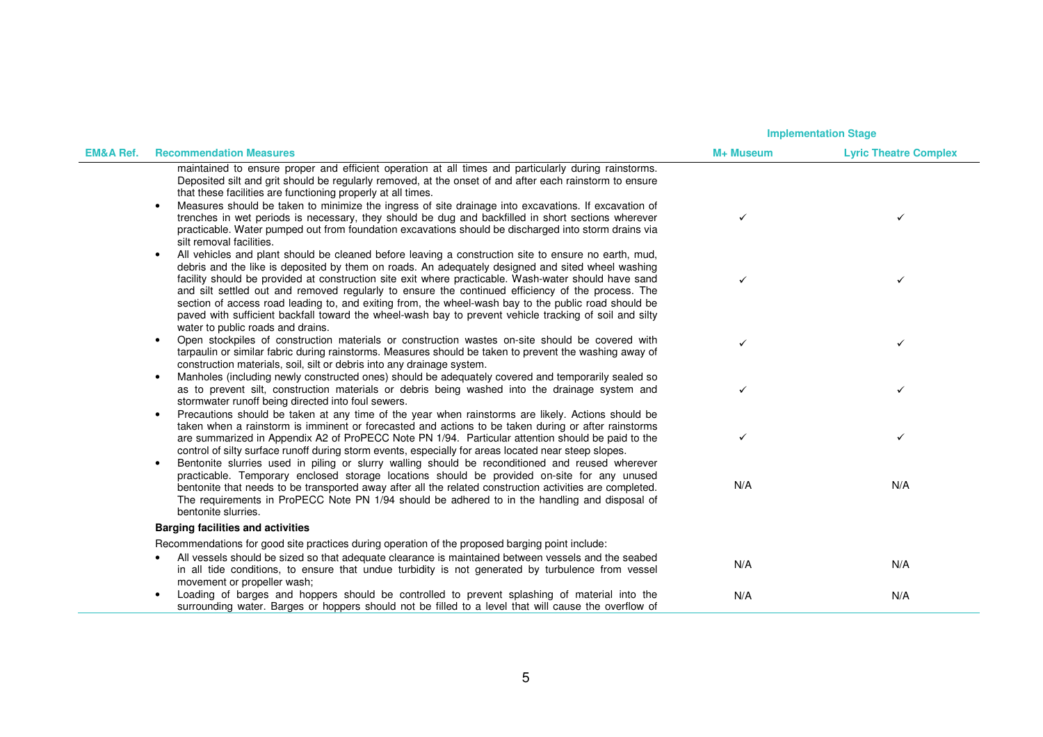| EM&A Ref. | Recommendation Measures | Implementation Stage | |
|---|---|---|---|
| | | M+ Museum | Lyric Theatre Complex |
| | maintained to ensure proper and efficient operation at all times and particularly during rainstorms. Deposited silt and grit should be regularly removed, at the onset of and after each rainstorm to ensure that these facilities are functioning properly at all times. | | |
| | • Measures should be taken to minimize the ingress of site drainage into excavations. If excavation of trenches in wet periods is necessary, they should be dug and backfilled in short sections wherever practicable. Water pumped out from foundation excavations should be discharged into storm drains via silt removal facilities. | ✓ | ✓ |
| | • All vehicles and plant should be cleaned before leaving a construction site to ensure no earth, mud, debris and the like is deposited by them on roads. An adequately designed and sited wheel washing facility should be provided at construction site exit where practicable. Wash-water should have sand and silt settled out and removed regularly to ensure the continued efficiency of the process. The section of access road leading to, and exiting from, the wheel-wash bay to the public road should be paved with sufficient backfall toward the wheel-wash bay to prevent vehicle tracking of soil and silty water to public roads and drains. | ✓ | ✓ |
| | • Open stockpiles of construction materials or construction wastes on-site should be covered with tarpaulin or similar fabric during rainstorms. Measures should be taken to prevent the washing away of construction materials, soil, silt or debris into any drainage system. | ✓ | ✓ |
| | • Manholes (including newly constructed ones) should be adequately covered and temporarily sealed so as to prevent silt, construction materials or debris being washed into the drainage system and stormwater runoff being directed into foul sewers. | ✓ | ✓ |
| | • Precautions should be taken at any time of the year when rainstorms are likely. Actions should be taken when a rainstorm is imminent or forecasted and actions to be taken during or after rainstorms are summarized in Appendix A2 of ProPECC Note PN 1/94. Particular attention should be paid to the control of silty surface runoff during storm events, especially for areas located near steep slopes. | ✓ | ✓ |
| | • Bentonite slurries used in piling or slurry walling should be reconditioned and reused wherever practicable. Temporary enclosed storage locations should be provided on-site for any unused bentonite that needs to be transported away after all the related construction activities are completed. The requirements in ProPECC Note PN 1/94 should be adhered to in the handling and disposal of bentonite slurries. | N/A | N/A |
| | **Barging facilities and activities** | | |
| | Recommendations for good site practices during operation of the proposed barging point include: | | |
| | • All vessels should be sized so that adequate clearance is maintained between vessels and the seabed in all tide conditions, to ensure that undue turbidity is not generated by turbulence from vessel movement or propeller wash; | N/A | N/A |
| | • Loading of barges and hoppers should be controlled to prevent splashing of material into the surrounding water. Barges or hoppers should not be filled to a level that will cause the overflow of | N/A | N/A |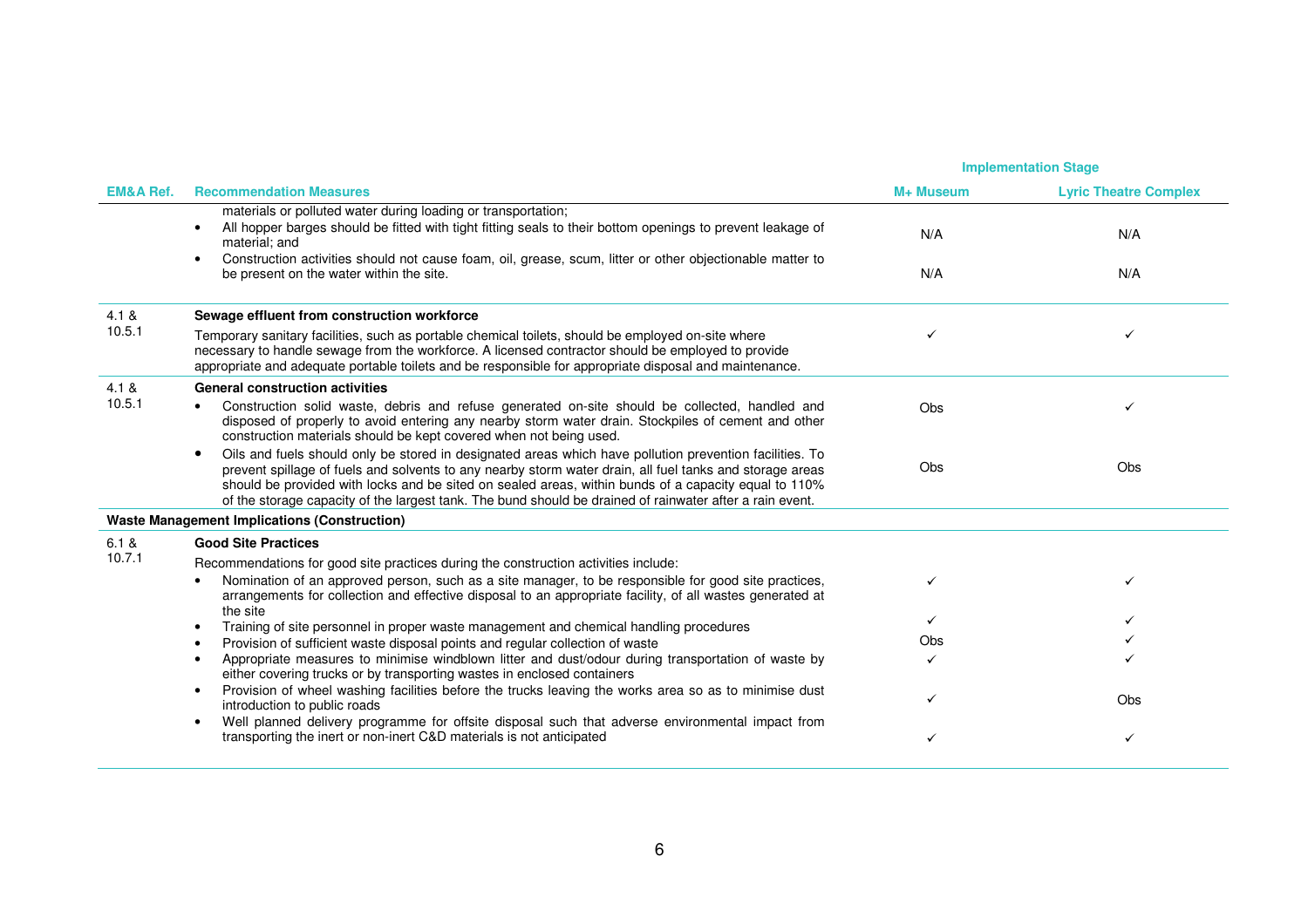| EM&A Ref. | Recommendation Measures | Implementation Stage | |
|---|---|---|---|
| | | M+ Museum | Lyric Theatre Complex |
| | materials or polluted water during loading or transportation; | | |
| | • All hopper barges should be fitted with tight fitting seals to their bottom openings to prevent leakage of material; and | N/A | N/A |
| | • Construction activities should not cause foam, oil, grease, scum, litter or other objectionable matter to be present on the water within the site. | N/A | N/A |
| 4.1 & 10.5.1 | **Sewage effluent from construction workforce** | | |
| | Temporary sanitary facilities, such as portable chemical toilets, should be employed on-site where necessary to handle sewage from the workforce. A licensed contractor should be employed to provide appropriate and adequate portable toilets and be responsible for appropriate disposal and maintenance. | ✓ | ✓ |
| 4.1 & 10.5.1 | **General construction activities** | | |
| | • Construction solid waste, debris and refuse generated on-site should be collected, handled and disposed of properly to avoid entering any nearby storm water drain. Stockpiles of cement and other construction materials should be kept covered when not being used. | Obs | ✓ |
| | • Oils and fuels should only be stored in designated areas which have pollution prevention facilities. To prevent spillage of fuels and solvents to any nearby storm water drain, all fuel tanks and storage areas should be provided with locks and be sited on sealed areas, within bunds of a capacity equal to 110% of the storage capacity of the largest tank. The bund should be drained of rainwater after a rain event. | Obs | Obs |
| **Waste Management Implications (Construction)** | | | |
| 6.1 & 10.7.1 | **Good Site Practices** | | |
| | Recommendations for good site practices during the construction activities include: | | |
| | • Nomination of an approved person, such as a site manager, to be responsible for good site practices, arrangements for collection and effective disposal to an appropriate facility, of all wastes generated at the site | ✓ | ✓ |
| | • Training of site personnel in proper waste management and chemical handling procedures | ✓ | ✓ |
| | • Provision of sufficient waste disposal points and regular collection of waste | Obs | ✓ |
| | • Appropriate measures to minimise windblown litter and dust/odour during transportation of waste by either covering trucks or by transporting wastes in enclosed containers | ✓ | ✓ |
| | • Provision of wheel washing facilities before the trucks leaving the works area so as to minimise dust introduction to public roads | ✓ | Obs |
| | • Well planned delivery programme for offsite disposal such that adverse environmental impact from transporting the inert or non-inert C&D materials is not anticipated | ✓ | ✓ |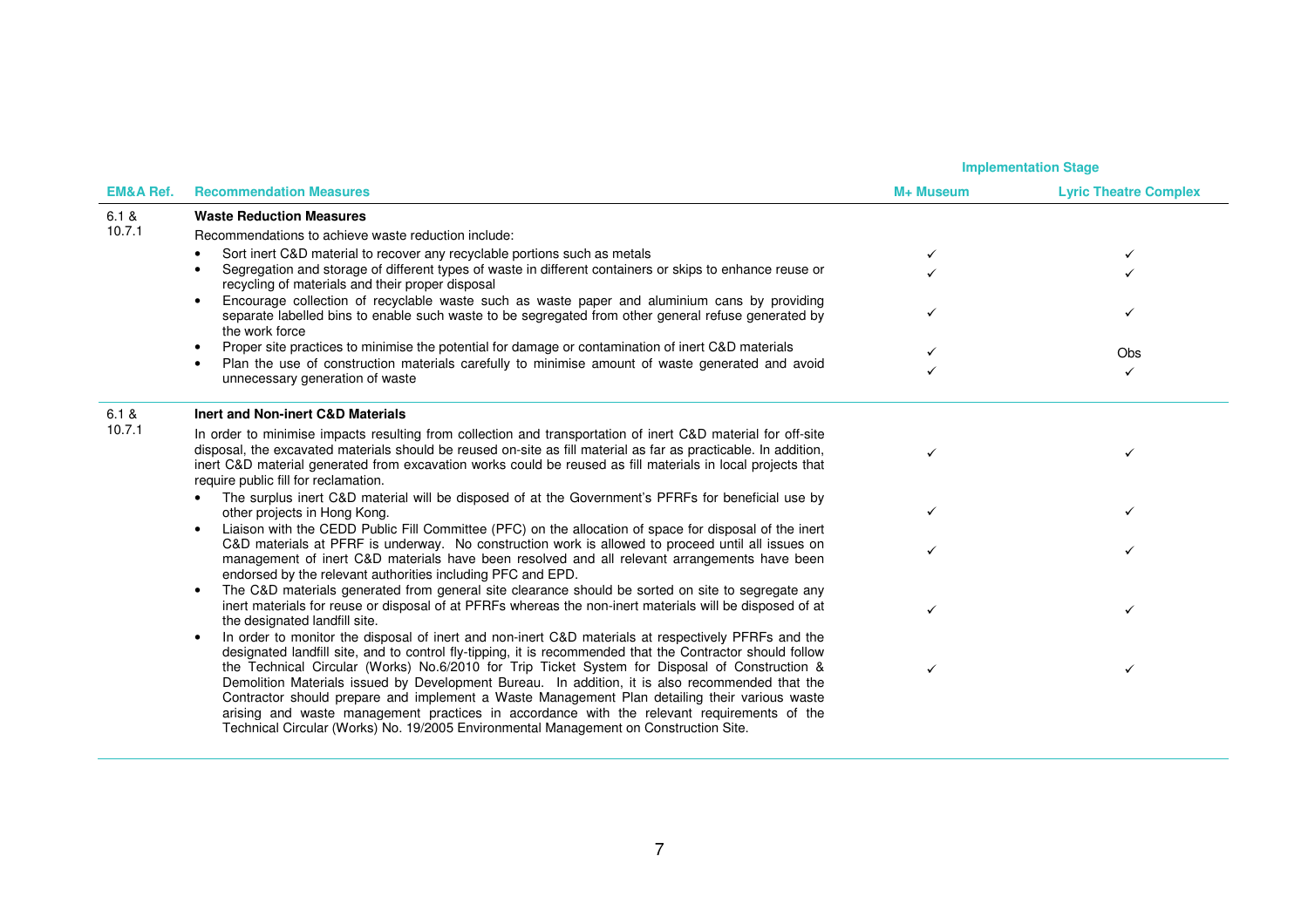| EM&A Ref. | Recommendation Measures | Implementation Stage | |
|---|---|---|---|
| | | M+ Museum | Lyric Theatre Complex |
| 6.1 & 10.7.1 | **Waste Reduction Measures** | | |
| | Recommendations to achieve waste reduction include: | | |
| | • Sort inert C&D material to recover any recyclable portions such as metals | ✓ | ✓ |
| | • Segregation and storage of different types of waste in different containers or skips to enhance reuse or recycling of materials and their proper disposal | ✓ | ✓ |
| | • Encourage collection of recyclable waste such as waste paper and aluminium cans by providing separate labelled bins to enable such waste to be segregated from other general refuse generated by the work force | ✓ | ✓ |
| | • Proper site practices to minimise the potential for damage or contamination of inert C&D materials | ✓ | Obs |
| | • Plan the use of construction materials carefully to minimise amount of waste generated and avoid unnecessary generation of waste | ✓ | ✓ |
| 6.1 & 10.7.1 | **Inert and Non-inert C&D Materials** | | |
| | In order to minimise impacts resulting from collection and transportation of inert C&D material for off-site disposal, the excavated materials should be reused on-site as fill material as far as practicable. In addition, inert C&D material generated from excavation works could be reused as fill materials in local projects that require public fill for reclamation. | ✓ | ✓ |
| | • The surplus inert C&D material will be disposed of at the Government's PFRFs for beneficial use by other projects in Hong Kong. | ✓ | ✓ |
| | • Liaison with the CEDD Public Fill Committee (PFC) on the allocation of space for disposal of the inert C&D materials at PFRF is underway. No construction work is allowed to proceed until all issues on management of inert C&D materials have been resolved and all relevant arrangements have been endorsed by the relevant authorities including PFC and EPD. | ✓ | ✓ |
| | • The C&D materials generated from general site clearance should be sorted on site to segregate any inert materials for reuse or disposal of at PFRFs whereas the non-inert materials will be disposed of at the designated landfill site. | ✓ | ✓ |
| | • In order to monitor the disposal of inert and non-inert C&D materials at respectively PFRFs and the designated landfill site, and to control fly-tipping, it is recommended that the Contractor should follow the Technical Circular (Works) No.6/2010 for Trip Ticket System for Disposal of Construction & Demolition Materials issued by Development Bureau. In addition, it is also recommended that the Contractor should prepare and implement a Waste Management Plan detailing their various waste arising and waste management practices in accordance with the relevant requirements of the Technical Circular (Works) No. 19/2005 Environmental Management on Construction Site. | ✓ | ✓ |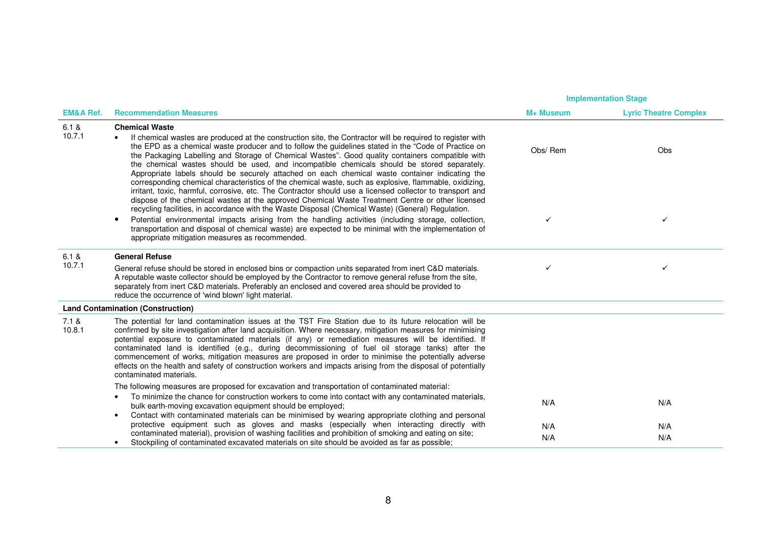| EM&A Ref. | Recommendation Measures | Implementation Stage | |
|---|---|---|---|
| | | M+ Museum | Lyric Theatre Complex |
| 6.1 & 10.7.1 | **Chemical Waste** | | |
| | • If chemical wastes are produced at the construction site, the Contractor will be required to register with the EPD as a chemical waste producer and to follow the guidelines stated in the "Code of Practice on the Packaging Labelling and Storage of Chemical Wastes". Good quality containers compatible with the chemical wastes should be used, and incompatible chemicals should be stored separately. Appropriate labels should be securely attached on each chemical waste container indicating the corresponding chemical characteristics of the chemical waste, such as explosive, flammable, oxidizing, irritant, toxic, harmful, corrosive, etc. The Contractor should use a licensed collector to transport and dispose of the chemical wastes at the approved Chemical Waste Treatment Centre or other licensed recycling facilities, in accordance with the Waste Disposal (Chemical Waste) (General) Regulation. | Obs/ Rem | Obs |
| | • Potential environmental impacts arising from the handling activities (including storage, collection, transportation and disposal of chemical waste) are expected to be minimal with the implementation of appropriate mitigation measures as recommended. | ✓ | ✓ |
| 6.1 & 10.7.1 | **General Refuse** | | |
| | General refuse should be stored in enclosed bins or compaction units separated from inert C&D materials. A reputable waste collector should be employed by the Contractor to remove general refuse from the site, separately from inert C&D materials. Preferably an enclosed and covered area should be provided to reduce the occurrence of 'wind blown' light material. | ✓ | ✓ |
| **Land Contamination (Construction)** | | | |
| 7.1 & 10.8.1 | The potential for land contamination issues at the TST Fire Station due to its future relocation will be confirmed by site investigation after land acquisition. Where necessary, mitigation measures for minimising potential exposure to contaminated materials (if any) or remediation measures will be identified. If contaminated land is identified (e.g., during decommissioning of fuel oil storage tanks) after the commencement of works, mitigation measures are proposed in order to minimise the potentially adverse effects on the health and safety of construction workers and impacts arising from the disposal of potentially contaminated materials. | | |
| | The following measures are proposed for excavation and transportation of contaminated material: | | |
| | • To minimize the chance for construction workers to come into contact with any contaminated materials, bulk earth-moving excavation equipment should be employed; | N/A | N/A |
| | • Contact with contaminated materials can be minimised by wearing appropriate clothing and personal protective equipment such as gloves and masks (especially when interacting directly with contaminated material), provision of washing facilities and prohibition of smoking and eating on site; | N/A | N/A |
| | • Stockpiling of contaminated excavated materials on site should be avoided as far as possible; | N/A | N/A |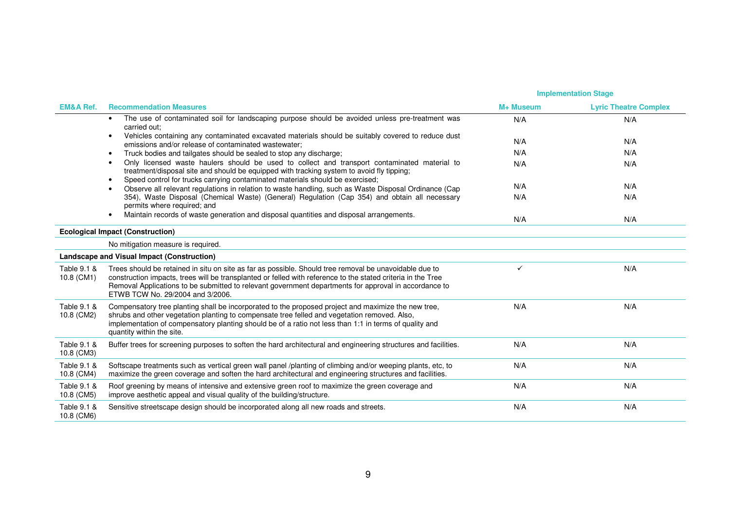| EM&A Ref. | Recommendation Measures | Implementation Stage | |
|---|---|---|---|
| | | M+ Museum | Lyric Theatre Complex |
| | • The use of contaminated soil for landscaping purpose should be avoided unless pre-treatment was carried out; | N/A | N/A |
| | • Vehicles containing any contaminated excavated materials should be suitably covered to reduce dust emissions and/or release of contaminated wastewater; | N/A | N/A |
| | • Truck bodies and tailgates should be sealed to stop any discharge; | N/A | N/A |
| | • Only licensed waste haulers should be used to collect and transport contaminated material to treatment/disposal site and should be equipped with tracking system to avoid fly tipping; | N/A | N/A |
| | • Speed control for trucks carrying contaminated materials should be exercised; | N/A | N/A |
| | • Observe all relevant regulations in relation to waste handling, such as Waste Disposal Ordinance (Cap 354), Waste Disposal (Chemical Waste) (General) Regulation (Cap 354) and obtain all necessary permits where required; and | N/A | N/A |
| | • Maintain records of waste generation and disposal quantities and disposal arrangements. | N/A | N/A |
| **Ecological Impact (Construction)** | | | |
| | No mitigation measure is required. | | |
| **Landscape and Visual Impact (Construction)** | | | |
| Table 9.1 & 10.8 (CM1) | Trees should be retained in situ on site as far as possible. Should tree removal be unavoidable due to construction impacts, trees will be transplanted or felled with reference to the stated criteria in the Tree Removal Applications to be submitted to relevant government departments for approval in accordance to ETWB TCW No. 29/2004 and 3/2006. | ✓ | N/A |
| Table 9.1 & 10.8 (CM2) | Compensatory tree planting shall be incorporated to the proposed project and maximize the new tree, shrubs and other vegetation planting to compensate tree felled and vegetation removed. Also, implementation of compensatory planting should be of a ratio not less than 1:1 in terms of quality and quantity within the site. | N/A | N/A |
| Table 9.1 & 10.8 (CM3) | Buffer trees for screening purposes to soften the hard architectural and engineering structures and facilities. | N/A | N/A |
| Table 9.1 & 10.8 (CM4) | Softscape treatments such as vertical green wall panel /planting of climbing and/or weeping plants, etc, to maximize the green coverage and soften the hard architectural and engineering structures and facilities. | N/A | N/A |
| Table 9.1 & 10.8 (CM5) | Roof greening by means of intensive and extensive green roof to maximize the green coverage and improve aesthetic appeal and visual quality of the building/structure. | N/A | N/A |
| Table 9.1 & 10.8 (CM6) | Sensitive streetscape design should be incorporated along all new roads and streets. | N/A | N/A |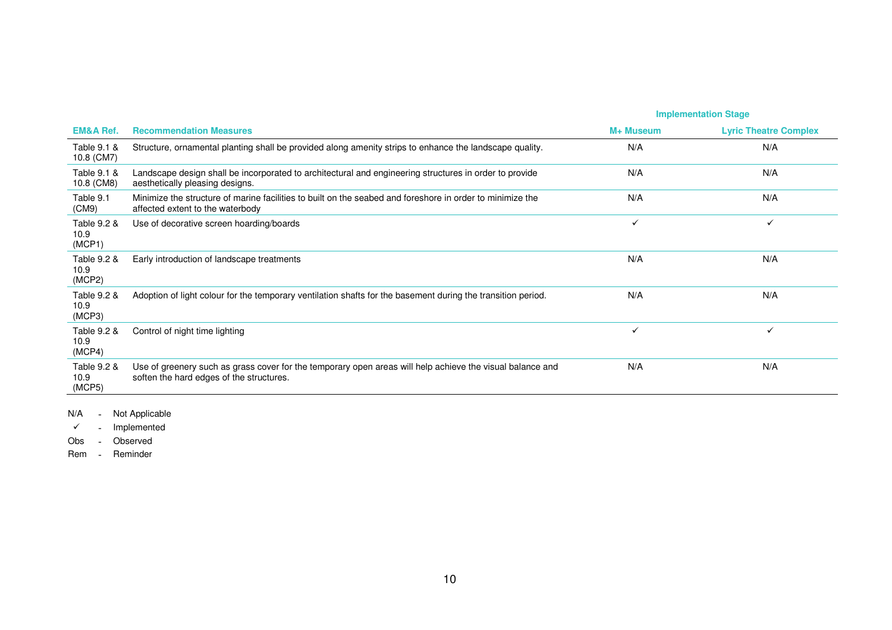| EM&A Ref. | Recommendation Measures | Implementation Stage | |
|---|---|---|---|
| | | M+ Museum | Lyric Theatre Complex |
| Table 9.1 & 10.8 (CM7) | Structure, ornamental planting shall be provided along amenity strips to enhance the landscape quality. | N/A | N/A |
| Table 9.1 & 10.8 (CM8) | Landscape design shall be incorporated to architectural and engineering structures in order to provide aesthetically pleasing designs. | N/A | N/A |
| Table 9.1 (CM9) | Minimize the structure of marine facilities to built on the seabed and foreshore in order to minimize the affected extent to the waterbody | N/A | N/A |
| Table 9.2 & 10.9 (MCP1) | Use of decorative screen hoarding/boards | ✓ | ✓ |
| Table 9.2 & 10.9 (MCP2) | Early introduction of landscape treatments | N/A | N/A |
| Table 9.2 & 10.9 (MCP3) | Adoption of light colour for the temporary ventilation shafts for the basement during the transition period. | N/A | N/A |
| Table 9.2 & 10.9 (MCP4) | Control of night time lighting | ✓ | ✓ |
| Table 9.2 & 10.9 (MCP5) | Use of greenery such as grass cover for the temporary open areas will help achieve the visual balance and soften the hard edges of the structures. | N/A | N/A |

N/A - Not Applicable

✓ - Implemented

Obs - Observed

Rem - Reminder